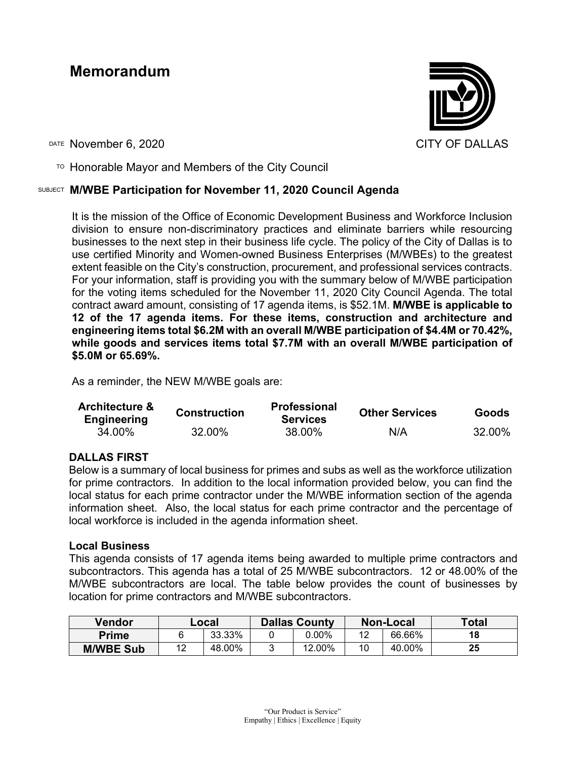# Memorandum

CITY OF DALLAS

DATE November 6, 2020

TO Honorable Mayor and Members of the City Council

SUBJECT **M/WBE Participation for November 11, 2020 Council Agenda**

It is the mission of the Office of Economic Development Business and Workforce Inclusion division to ensure non-discriminatory practices and eliminate barriers while resourcing businesses to the next step in their business life cycle. The policy of the City of Dallas is to use certified Minority and Women-owned Business Enterprises (M/WBEs) to the greatest extent feasible on the City's construction, procurement, and professional services contracts. For your information, staff is providing you with the summary below of M/WBE participation for the voting items scheduled for the November 11, 2020 City Council Agenda. The total contract award amount, consisting of 17 agenda items, is $52.1M. **M/WBE is applicable to 12 of the 17 agenda items. For these items, construction and architecture and engineering items total $6.2M with an overall M/WBE participation of $4.4M or 70.42%, while goods and services items total $7.7M with an overall M/WBE participation of $5.0M or 65.69%.**

As a reminder, the NEW M/WBE goals are:

| Architecture & Engineering | Construction | Professional Services | Other Services | Goods |
|---|---|---|---|---|
| 34.00% | 32.00% | 38.00% | N/A | 32.00% |

## DALLAS FIRST

Below is a summary of local business for primes and subs as well as the workforce utilization for prime contractors. In addition to the local information provided below, you can find the local status for each prime contractor under the M/WBE information section of the agenda information sheet. Also, the local status for each prime contractor and the percentage of local workforce is included in the agenda information sheet.

### Local Business

This agenda consists of 17 agenda items being awarded to multiple prime contractors and subcontractors. This agenda has a total of 25 M/WBE subcontractors. 12 or 48.00% of the M/WBE subcontractors are local. The table below provides the count of businesses by location for prime contractors and M/WBE subcontractors.

| Vendor | Local | | Dallas County | | Non-Local | | Total |
|---|---|---|---|---|---|---|---|
| **Prime** | 6 | 33.33% | 0 | 0.00% | 12 | 66.66% | **18** |
| **M/WBE Sub** | 12 | 48.00% | 3 | 12.00% | 10 | 40.00% | **25** |

"Our Product is Service"
Empathy | Ethics | Excellence | Equity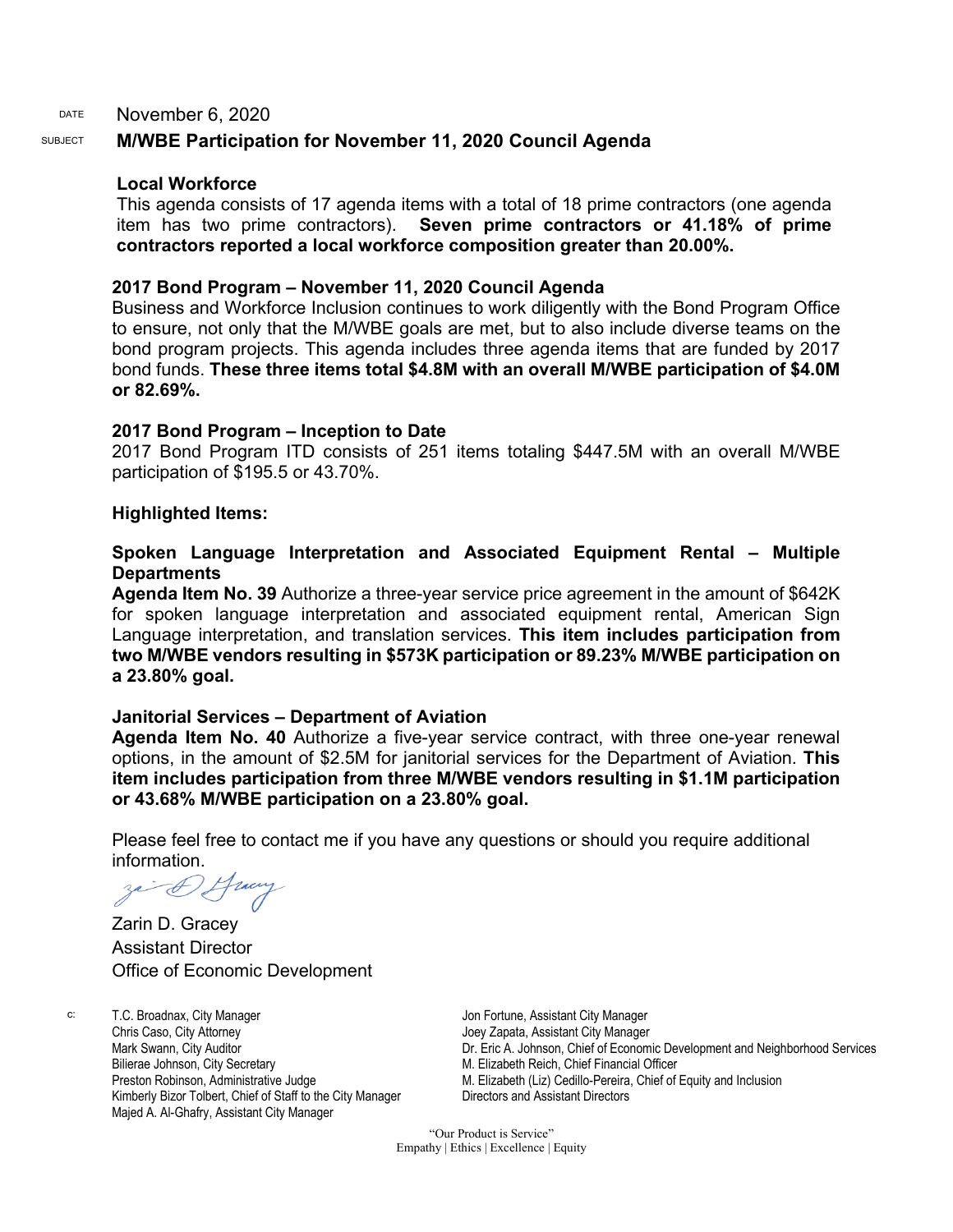DATE November 6, 2020

SUBJECT **M/WBE Participation for November 11, 2020 Council Agenda**

**Local Workforce**

This agenda consists of 17 agenda items with a total of 18 prime contractors (one agenda item has two prime contractors). **Seven prime contractors or 41.18% of prime contractors reported a local workforce composition greater than 20.00%.**

**2017 Bond Program – November 11, 2020 Council Agenda**

Business and Workforce Inclusion continues to work diligently with the Bond Program Office to ensure, not only that the M/WBE goals are met, but to also include diverse teams on the bond program projects. This agenda includes three agenda items that are funded by 2017 bond funds. **These three items total $4.8M with an overall M/WBE participation of $4.0M or 82.69%.**

**2017 Bond Program – Inception to Date**

2017 Bond Program ITD consists of 251 items totaling $447.5M with an overall M/WBE participation of $195.5 or 43.70%.

**Highlighted Items:**

**Spoken Language Interpretation and Associated Equipment Rental – Multiple Departments**

**Agenda Item No. 39** Authorize a three-year service price agreement in the amount of $642K for spoken language interpretation and associated equipment rental, American Sign Language interpretation, and translation services. **This item includes participation from two M/WBE vendors resulting in $573K participation or 89.23% M/WBE participation on a 23.80% goal.**

**Janitorial Services – Department of Aviation**

**Agenda Item No. 40** Authorize a five-year service contract, with three one-year renewal options, in the amount of $2.5M for janitorial services for the Department of Aviation. **This item includes participation from three M/WBE vendors resulting in $1.1M participation or 43.68% M/WBE participation on a 23.80% goal.**

Please feel free to contact me if you have any questions or should you require additional information.

Zarin D. Gracey
Assistant Director
Office of Economic Development

c:
T.C. Broadnax, City Manager
Chris Caso, City Attorney
Mark Swann, City Auditor
Bilierae Johnson, City Secretary
Preston Robinson, Administrative Judge
Kimberly Bizor Tolbert, Chief of Staff to the City Manager
Majed A. Al-Ghafry, Assistant City Manager
Jon Fortune, Assistant City Manager
Joey Zapata, Assistant City Manager
Dr. Eric A. Johnson, Chief of Economic Development and Neighborhood Services
M. Elizabeth Reich, Chief Financial Officer
M. Elizabeth (Liz) Cedillo-Pereira, Chief of Equity and Inclusion
Directors and Assistant Directors

"Our Product is Service"
Empathy | Ethics | Excellence | Equity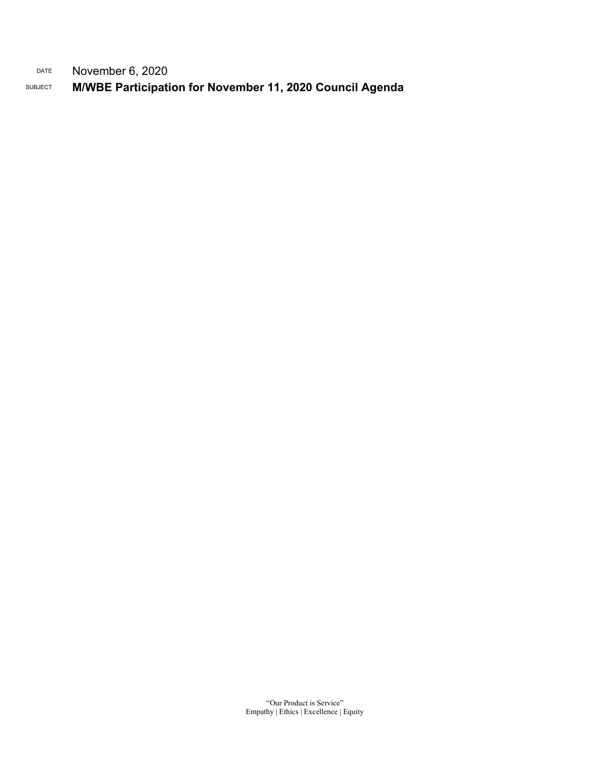DATE November 6, 2020

SUBJECT **M/WBE Participation for November 11, 2020 Council Agenda**

"Our Product is Service"
Empathy | Ethics | Excellence | Equity